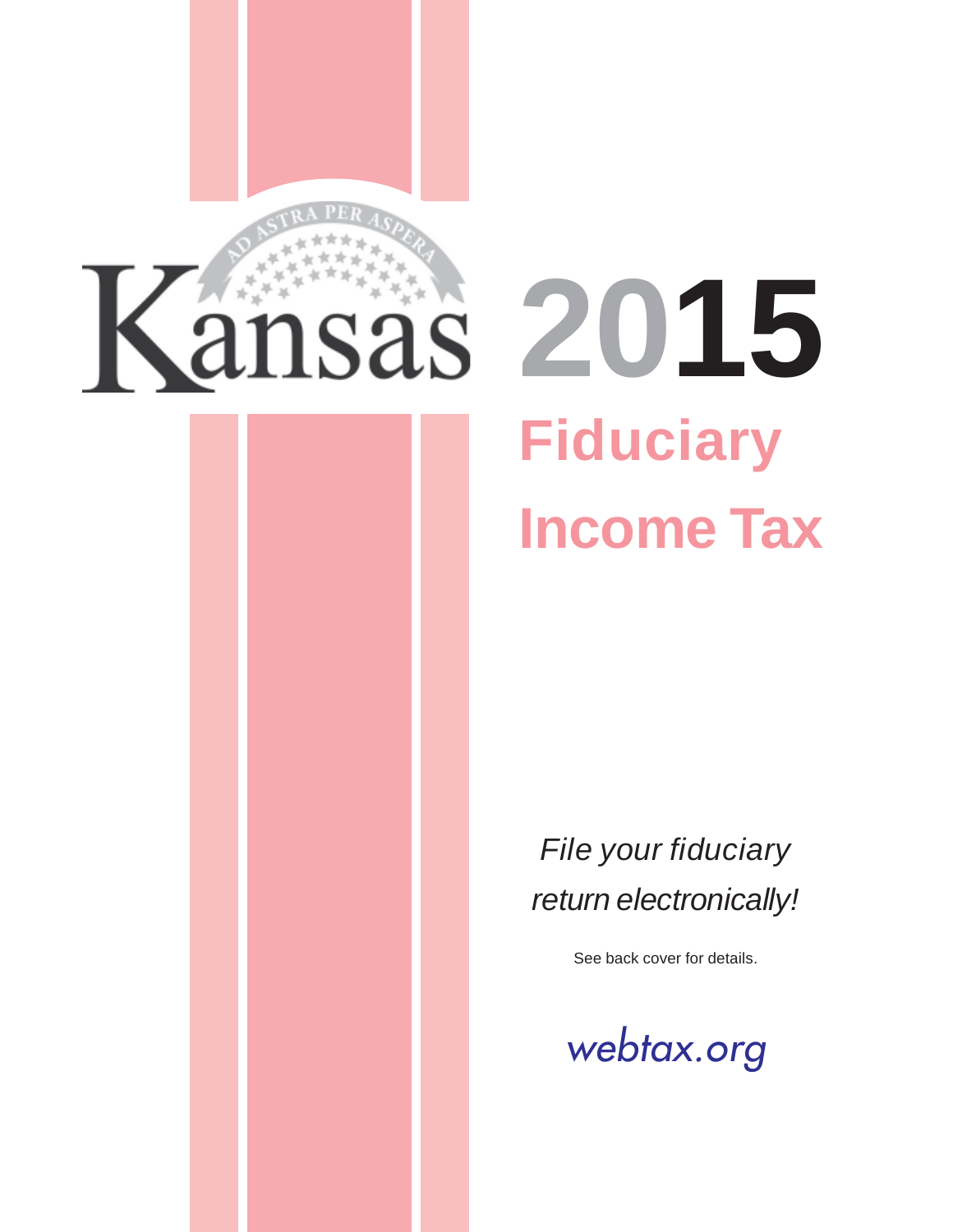# Kansas 2015

## Fiduciary Income Tax

*File your fiduciary return electronically!*

See back cover for details.

webtax.org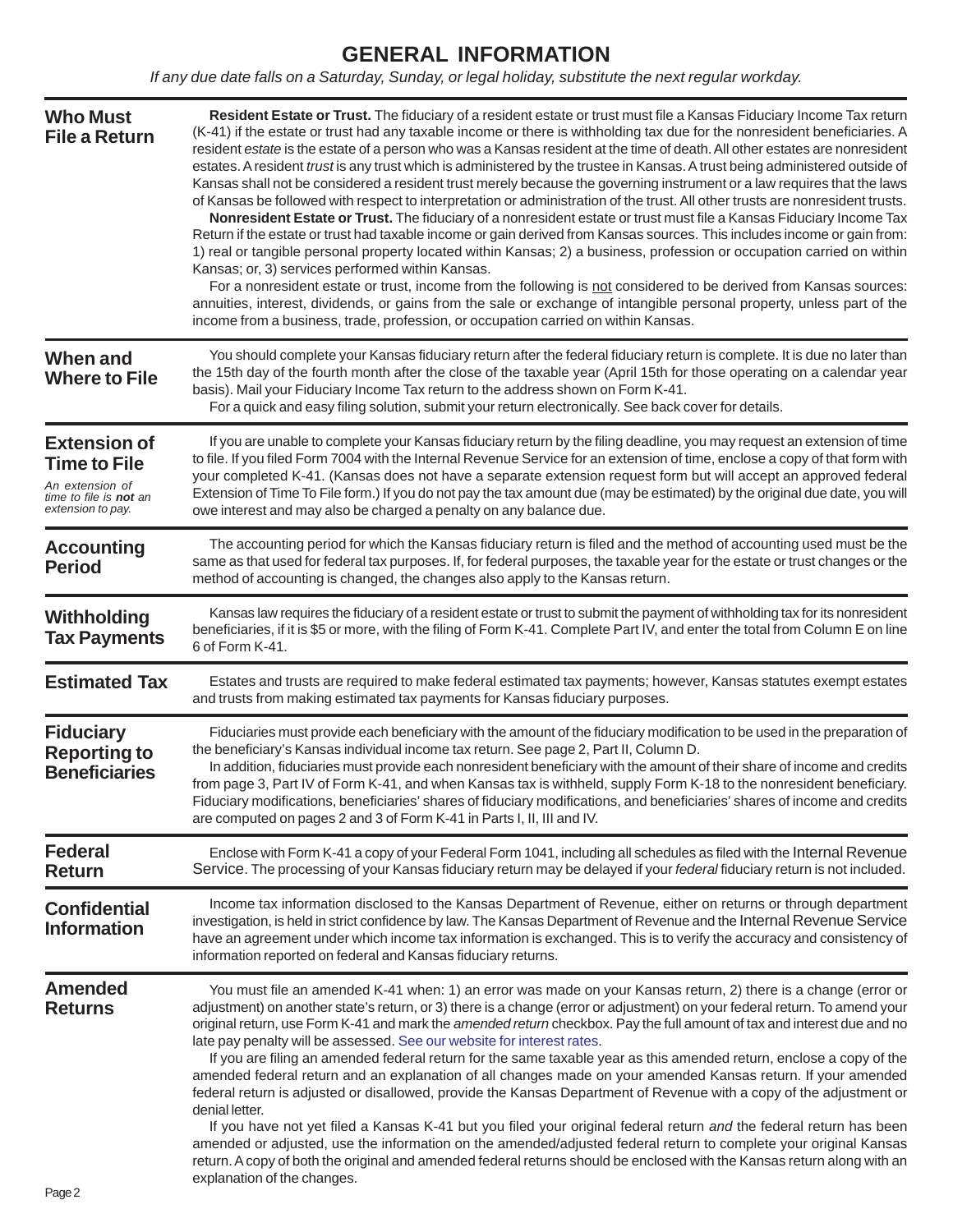# GENERAL INFORMATION

*If any due date falls on a Saturday, Sunday, or legal holiday, substitute the next regular workday.*

## Who Must File a Return

**Resident Estate or Trust.** The fiduciary of a resident estate or trust must file a Kansas Fiduciary Income Tax return (K-41) if the estate or trust had any taxable income or there is withholding tax due for the nonresident beneficiaries. A resident *estate* is the estate of a person who was a Kansas resident at the time of death. All other estates are nonresident estates. A resident *trust* is any trust which is administered by the trustee in Kansas. A trust being administered outside of Kansas shall not be considered a resident trust merely because the governing instrument or a law requires that the laws of Kansas be followed with respect to interpretation or administration of the trust. All other trusts are nonresident trusts.

**Nonresident Estate or Trust.** The fiduciary of a nonresident estate or trust must file a Kansas Fiduciary Income Tax Return if the estate or trust had taxable income or gain derived from Kansas sources. This includes income or gain from: 1) real or tangible personal property located within Kansas; 2) a business, profession or occupation carried on within Kansas; or, 3) services performed within Kansas.

For a nonresident estate or trust, income from the following is not considered to be derived from Kansas sources: annuities, interest, dividends, or gains from the sale or exchange of intangible personal property, unless part of the income from a business, trade, profession, or occupation carried on within Kansas.

## When and Where to File

You should complete your Kansas fiduciary return after the federal fiduciary return is complete. It is due no later than the 15th day of the fourth month after the close of the taxable year (April 15th for those operating on a calendar year basis). Mail your Fiduciary Income Tax return to the address shown on Form K-41.

For a quick and easy filing solution, submit your return electronically. See back cover for details.

## Extension of Time to File

*An extension of time to file is **not** an extension to pay.*

If you are unable to complete your Kansas fiduciary return by the filing deadline, you may request an extension of time to file. If you filed Form 7004 with the Internal Revenue Service for an extension of time, enclose a copy of that form with your completed K-41. (Kansas does not have a separate extension request form but will accept an approved federal Extension of Time To File form.) If you do not pay the tax amount due (may be estimated) by the original due date, you will owe interest and may also be charged a penalty on any balance due.

## Accounting Period

The accounting period for which the Kansas fiduciary return is filed and the method of accounting used must be the same as that used for federal tax purposes. If, for federal purposes, the taxable year for the estate or trust changes or the method of accounting is changed, the changes also apply to the Kansas return.

## Withholding Tax Payments

Kansas law requires the fiduciary of a resident estate or trust to submit the payment of withholding tax for its nonresident beneficiaries, if it is $5 or more, with the filing of Form K-41. Complete Part IV, and enter the total from Column E on line 6 of Form K-41.

## Estimated Tax

Estates and trusts are required to make federal estimated tax payments; however, Kansas statutes exempt estates and trusts from making estimated tax payments for Kansas fiduciary purposes.

## Fiduciary Reporting to Beneficiaries

Fiduciaries must provide each beneficiary with the amount of the fiduciary modification to be used in the preparation of the beneficiary's Kansas individual income tax return. See page 2, Part II, Column D.

In addition, fiduciaries must provide each nonresident beneficiary with the amount of their share of income and credits from page 3, Part IV of Form K-41, and when Kansas tax is withheld, supply Form K-18 to the nonresident beneficiary. Fiduciary modifications, beneficiaries' shares of fiduciary modifications, and beneficiaries' shares of income and credits are computed on pages 2 and 3 of Form K-41 in Parts I, II, III and IV.

## Federal Return

Enclose with Form K-41 a copy of your Federal Form 1041, including all schedules as filed with the Internal Revenue Service. The processing of your Kansas fiduciary return may be delayed if your *federal* fiduciary return is not included.

## Confidential Information

Income tax information disclosed to the Kansas Department of Revenue, either on returns or through department investigation, is held in strict confidence by law. The Kansas Department of Revenue and the Internal Revenue Service have an agreement under which income tax information is exchanged. This is to verify the accuracy and consistency of information reported on federal and Kansas fiduciary returns.

## Amended Returns

You must file an amended K-41 when: 1) an error was made on your Kansas return, 2) there is a change (error or adjustment) on another state's return, or 3) there is a change (error or adjustment) on your federal return. To amend your original return, use Form K-41 and mark the *amended return* checkbox. Pay the full amount of tax and interest due and no late pay penalty will be assessed. See our website for interest rates.

If you are filing an amended federal return for the same taxable year as this amended return, enclose a copy of the amended federal return and an explanation of all changes made on your amended Kansas return. If your amended federal return is adjusted or disallowed, provide the Kansas Department of Revenue with a copy of the adjustment or denial letter.

If you have not yet filed a Kansas K-41 but you filed your original federal return *and* the federal return has been amended or adjusted, use the information on the amended/adjusted federal return to complete your original Kansas return. A copy of both the original and amended federal returns should be enclosed with the Kansas return along with an explanation of the changes.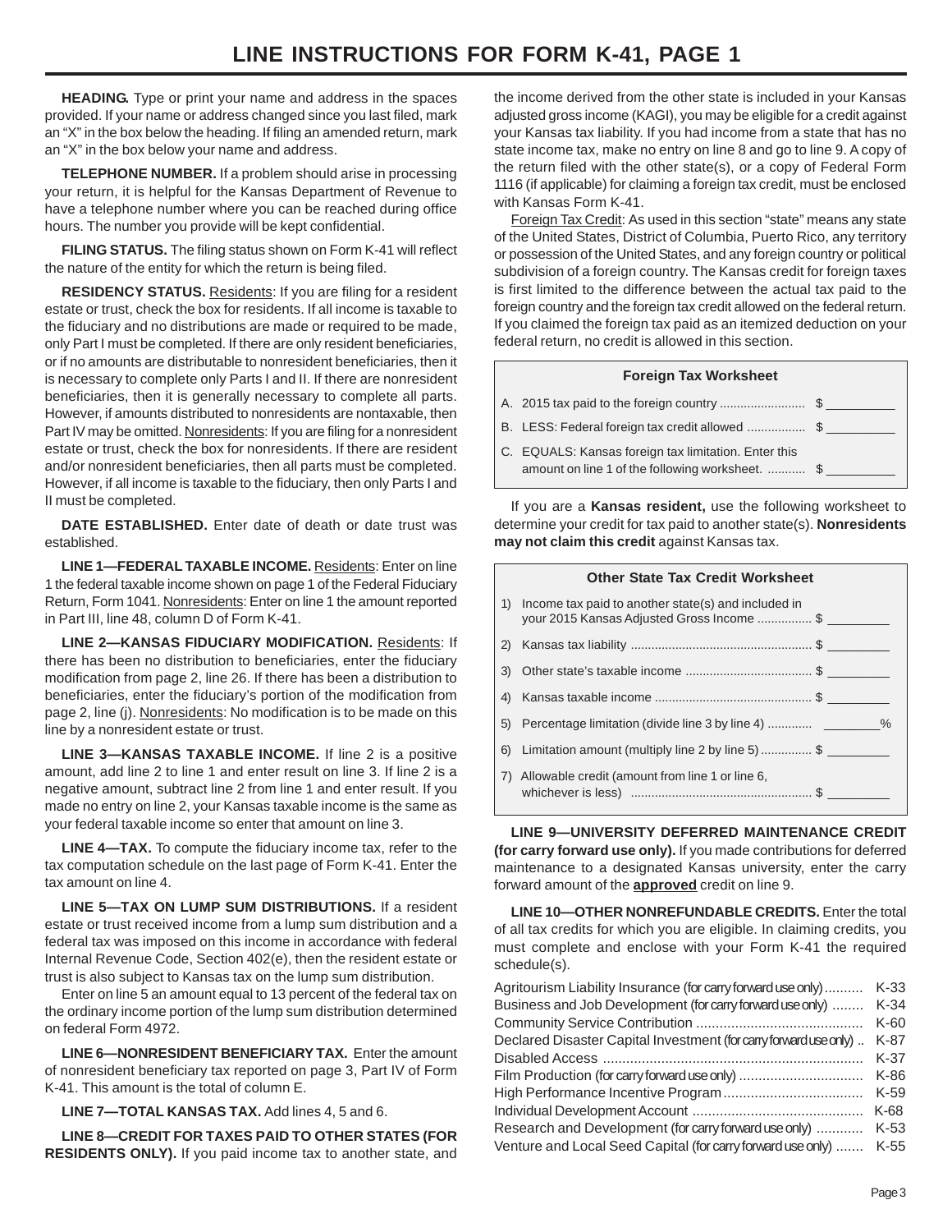# LINE INSTRUCTIONS FOR FORM K-41, PAGE 1

**HEADING.** Type or print your name and address in the spaces provided. If your name or address changed since you last filed, mark an "X" in the box below the heading. If filing an amended return, mark an "X" in the box below your name and address.

**TELEPHONE NUMBER.** If a problem should arise in processing your return, it is helpful for the Kansas Department of Revenue to have a telephone number where you can be reached during office hours. The number you provide will be kept confidential.

**FILING STATUS.** The filing status shown on Form K-41 will reflect the nature of the entity for which the return is being filed.

**RESIDENCY STATUS.** Residents: If you are filing for a resident estate or trust, check the box for residents. If all income is taxable to the fiduciary and no distributions are made or required to be made, only Part I must be completed. If there are only resident beneficiaries, or if no amounts are distributable to nonresident beneficiaries, then it is necessary to complete only Parts I and II. If there are nonresident beneficiaries, then it is generally necessary to complete all parts. However, if amounts distributed to nonresidents are nontaxable, then Part IV may be omitted. Nonresidents: If you are filing for a nonresident estate or trust, check the box for nonresidents. If there are resident and/or nonresident beneficiaries, then all parts must be completed. However, if all income is taxable to the fiduciary, then only Parts I and II must be completed.

**DATE ESTABLISHED.** Enter date of death or date trust was established.

**LINE 1—FEDERAL TAXABLE INCOME.** Residents: Enter on line 1 the federal taxable income shown on page 1 of the Federal Fiduciary Return, Form 1041. Nonresidents: Enter on line 1 the amount reported in Part III, line 48, column D of Form K-41.

**LINE 2—KANSAS FIDUCIARY MODIFICATION.** Residents: If there has been no distribution to beneficiaries, enter the fiduciary modification from page 2, line 26. If there has been a distribution to beneficiaries, enter the fiduciary's portion of the modification from page 2, line (j). Nonresidents: No modification is to be made on this line by a nonresident estate or trust.

**LINE 3—KANSAS TAXABLE INCOME.** If line 2 is a positive amount, add line 2 to line 1 and enter result on line 3. If line 2 is a negative amount, subtract line 2 from line 1 and enter result. If you made no entry on line 2, your Kansas taxable income is the same as your federal taxable income so enter that amount on line 3.

**LINE 4—TAX.** To compute the fiduciary income tax, refer to the tax computation schedule on the last page of Form K-41. Enter the tax amount on line 4.

**LINE 5—TAX ON LUMP SUM DISTRIBUTIONS.** If a resident estate or trust received income from a lump sum distribution and a federal tax was imposed on this income in accordance with federal Internal Revenue Code, Section 402(e), then the resident estate or trust is also subject to Kansas tax on the lump sum distribution.

Enter on line 5 an amount equal to 13 percent of the federal tax on the ordinary income portion of the lump sum distribution determined on federal Form 4972.

**LINE 6—NONRESIDENT BENEFICIARY TAX.** Enter the amount of nonresident beneficiary tax reported on page 3, Part IV of Form K-41. This amount is the total of column E.

**LINE 7—TOTAL KANSAS TAX.** Add lines 4, 5 and 6.

**LINE 8—CREDIT FOR TAXES PAID TO OTHER STATES (FOR RESIDENTS ONLY).** If you paid income tax to another state, and the income derived from the other state is included in your Kansas adjusted gross income (KAGI), you may be eligible for a credit against your Kansas tax liability. If you had income from a state that has no state income tax, make no entry on line 8 and go to line 9. A copy of the return filed with the other state(s), or a copy of Federal Form 1116 (if applicable) for claiming a foreign tax credit, must be enclosed with Kansas Form K-41.

Foreign Tax Credit: As used in this section "state" means any state of the United States, District of Columbia, Puerto Rico, any territory or possession of the United States, and any foreign country or political subdivision of a foreign country. The Kansas credit for foreign taxes is first limited to the difference between the actual tax paid to the foreign country and the foreign tax credit allowed on the federal return. If you claimed the foreign tax paid as an itemized deduction on your federal return, no credit is allowed in this section.

| Foreign Tax Worksheet | |
|---|---|
| A. 2015 tax paid to the foreign country | $ ________ |
| B. LESS: Federal foreign tax credit allowed | $ ________ |
| C. EQUALS: Kansas foreign tax limitation. Enter this amount on line 1 of the following worksheet. | $ ________ |

If you are a **Kansas resident,** use the following worksheet to determine your credit for tax paid to another state(s). **Nonresidents may not claim this credit** against Kansas tax.

| Other State Tax Credit Worksheet | |
|---|---|
| 1) Income tax paid to another state(s) and included in your 2015 Kansas Adjusted Gross Income | $ ________ |
| 2) Kansas tax liability | $ ________ |
| 3) Other state's taxable income | $ ________ |
| 4) Kansas taxable income | $ ________ |
| 5) Percentage limitation (divide line 3 by line 4) | ________% |
| 6) Limitation amount (multiply line 2 by line 5) | $ ________ |
| 7) Allowable credit (amount from line 1 or line 6, whichever is less) | $ ________ |

**LINE 9—UNIVERSITY DEFERRED MAINTENANCE CREDIT (for carry forward use only).** If you made contributions for deferred maintenance to a designated Kansas university, enter the carry forward amount of the **approved** credit on line 9.

**LINE 10—OTHER NONREFUNDABLE CREDITS.** Enter the total of all tax credits for which you are eligible. In claiming credits, you must complete and enclose with your Form K-41 the required schedule(s).

| Credit | Schedule |
|---|---|
| Agritourism Liability Insurance (for carry forward use only) | K-33 |
| Business and Job Development (for carry forward use only) | K-34 |
| Community Service Contribution | K-60 |
| Declared Disaster Capital Investment (for carry forward use only) | K-87 |
| Disabled Access | K-37 |
| Film Production (for carry forward use only) | K-86 |
| High Performance Incentive Program | K-59 |
| Individual Development Account | K-68 |
| Research and Development (for carry forward use only) | K-53 |
| Venture and Local Seed Capital (for carry forward use only) | K-55 |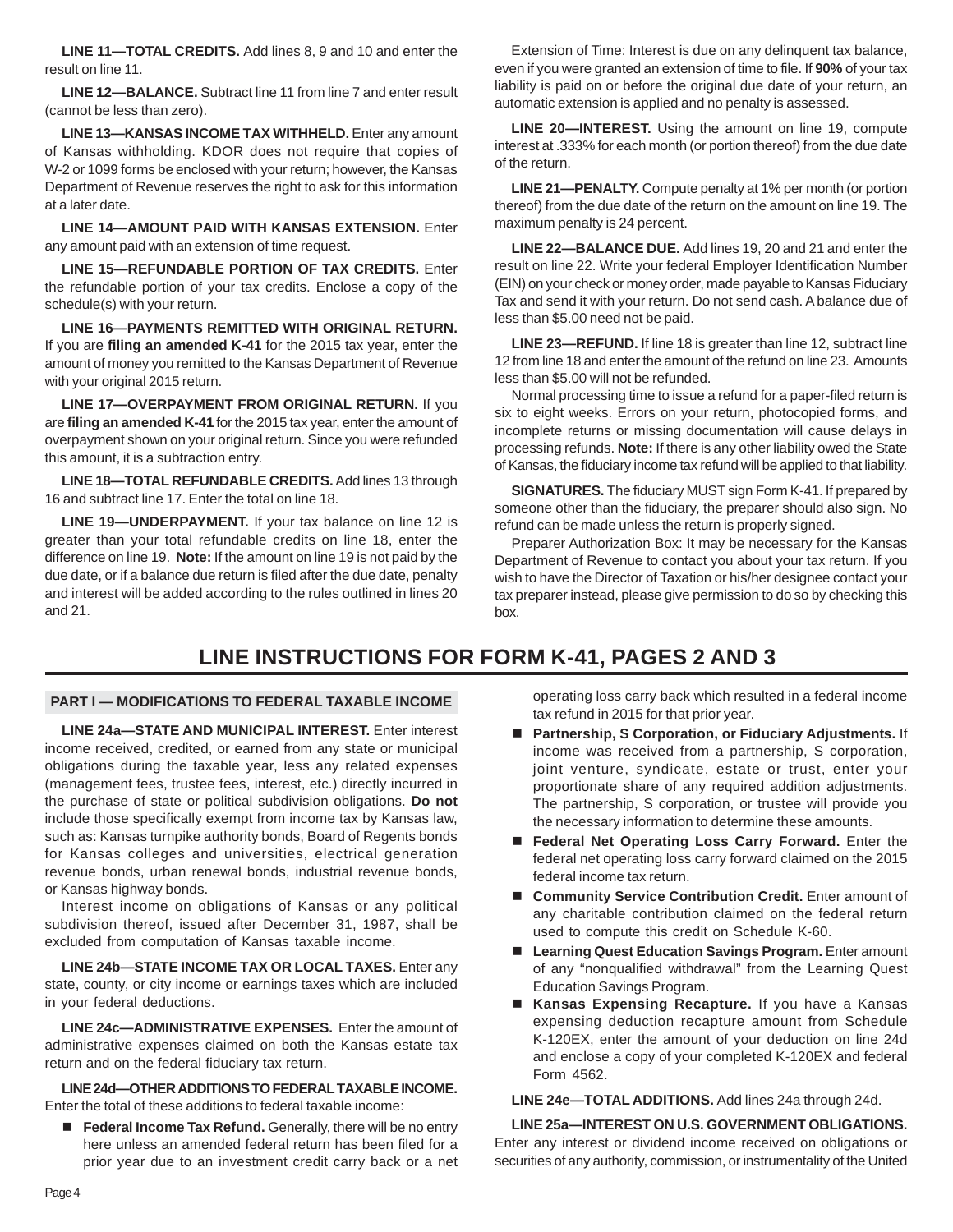**LINE 11—TOTAL CREDITS.** Add lines 8, 9 and 10 and enter the result on line 11.

**LINE 12—BALANCE.** Subtract line 11 from line 7 and enter result (cannot be less than zero).

**LINE 13—KANSAS INCOME TAX WITHHELD.** Enter any amount of Kansas withholding. KDOR does not require that copies of W-2 or 1099 forms be enclosed with your return; however, the Kansas Department of Revenue reserves the right to ask for this information at a later date.

**LINE 14—AMOUNT PAID WITH KANSAS EXTENSION.** Enter any amount paid with an extension of time request.

**LINE 15—REFUNDABLE PORTION OF TAX CREDITS.** Enter the refundable portion of your tax credits. Enclose a copy of the schedule(s) with your return.

**LINE 16—PAYMENTS REMITTED WITH ORIGINAL RETURN.** If you are **filing an amended K-41** for the 2015 tax year, enter the amount of money you remitted to the Kansas Department of Revenue with your original 2015 return.

**LINE 17—OVERPAYMENT FROM ORIGINAL RETURN.** If you are **filing an amended K-41** for the 2015 tax year, enter the amount of overpayment shown on your original return. Since you were refunded this amount, it is a subtraction entry.

**LINE 18—TOTAL REFUNDABLE CREDITS.** Add lines 13 through 16 and subtract line 17. Enter the total on line 18.

**LINE 19—UNDERPAYMENT.** If your tax balance on line 12 is greater than your total refundable credits on line 18, enter the difference on line 19. **Note:** If the amount on line 19 is not paid by the due date, or if a balance due return is filed after the due date, penalty and interest will be added according to the rules outlined in lines 20 and 21.

Extension of Time: Interest is due on any delinquent tax balance, even if you were granted an extension of time to file. If **90%** of your tax liability is paid on or before the original due date of your return, an automatic extension is applied and no penalty is assessed.

**LINE 20—INTEREST.** Using the amount on line 19, compute interest at .333% for each month (or portion thereof) from the due date of the return.

**LINE 21—PENALTY.** Compute penalty at 1% per month (or portion thereof) from the due date of the return on the amount on line 19. The maximum penalty is 24 percent.

**LINE 22—BALANCE DUE.** Add lines 19, 20 and 21 and enter the result on line 22. Write your federal Employer Identification Number (EIN) on your check or money order, made payable to Kansas Fiduciary Tax and send it with your return. Do not send cash. A balance due of less than $5.00 need not be paid.

**LINE 23—REFUND.** If line 18 is greater than line 12, subtract line 12 from line 18 and enter the amount of the refund on line 23. Amounts less than $5.00 will not be refunded.

Normal processing time to issue a refund for a paper-filed return is six to eight weeks. Errors on your return, photocopied forms, and incomplete returns or missing documentation will cause delays in processing refunds. **Note:** If there is any other liability owed the State of Kansas, the fiduciary income tax refund will be applied to that liability.

**SIGNATURES.** The fiduciary MUST sign Form K-41. If prepared by someone other than the fiduciary, the preparer should also sign. No refund can be made unless the return is properly signed.

Preparer Authorization Box: It may be necessary for the Kansas Department of Revenue to contact you about your tax return. If you wish to have the Director of Taxation or his/her designee contact your tax preparer instead, please give permission to do so by checking this box.

# LINE INSTRUCTIONS FOR FORM K-41, PAGES 2 AND 3

## PART I — MODIFICATIONS TO FEDERAL TAXABLE INCOME

**LINE 24a—STATE AND MUNICIPAL INTEREST.** Enter interest income received, credited, or earned from any state or municipal obligations during the taxable year, less any related expenses (management fees, trustee fees, interest, etc.) directly incurred in the purchase of state or political subdivision obligations. **Do not** include those specifically exempt from income tax by Kansas law, such as: Kansas turnpike authority bonds, Board of Regents bonds for Kansas colleges and universities, electrical generation revenue bonds, urban renewal bonds, industrial revenue bonds, or Kansas highway bonds.

Interest income on obligations of Kansas or any political subdivision thereof, issued after December 31, 1987, shall be excluded from computation of Kansas taxable income.

**LINE 24b—STATE INCOME TAX OR LOCAL TAXES.** Enter any state, county, or city income or earnings taxes which are included in your federal deductions.

**LINE 24c—ADMINISTRATIVE EXPENSES.** Enter the amount of administrative expenses claimed on both the Kansas estate tax return and on the federal fiduciary tax return.

**LINE 24d—OTHER ADDITIONS TO FEDERAL TAXABLE INCOME.** Enter the total of these additions to federal taxable income:

- **Federal Income Tax Refund.** Generally, there will be no entry here unless an amended federal return has been filed for a prior year due to an investment credit carry back or a net operating loss carry back which resulted in a federal income tax refund in 2015 for that prior year.
- **Partnership, S Corporation, or Fiduciary Adjustments.** If income was received from a partnership, S corporation, joint venture, syndicate, estate or trust, enter your proportionate share of any required addition adjustments. The partnership, S corporation, or trustee will provide you the necessary information to determine these amounts.
- **Federal Net Operating Loss Carry Forward.** Enter the federal net operating loss carry forward claimed on the 2015 federal income tax return.
- **Community Service Contribution Credit.** Enter amount of any charitable contribution claimed on the federal return used to compute this credit on Schedule K-60.
- **Learning Quest Education Savings Program.** Enter amount of any "nonqualified withdrawal" from the Learning Quest Education Savings Program.
- **Kansas Expensing Recapture.** If you have a Kansas expensing deduction recapture amount from Schedule K-120EX, enter the amount of your deduction on line 24d and enclose a copy of your completed K-120EX and federal Form 4562.

**LINE 24e—TOTAL ADDITIONS.** Add lines 24a through 24d.

**LINE 25a—INTEREST ON U.S. GOVERNMENT OBLIGATIONS.** Enter any interest or dividend income received on obligations or securities of any authority, commission, or instrumentality of the United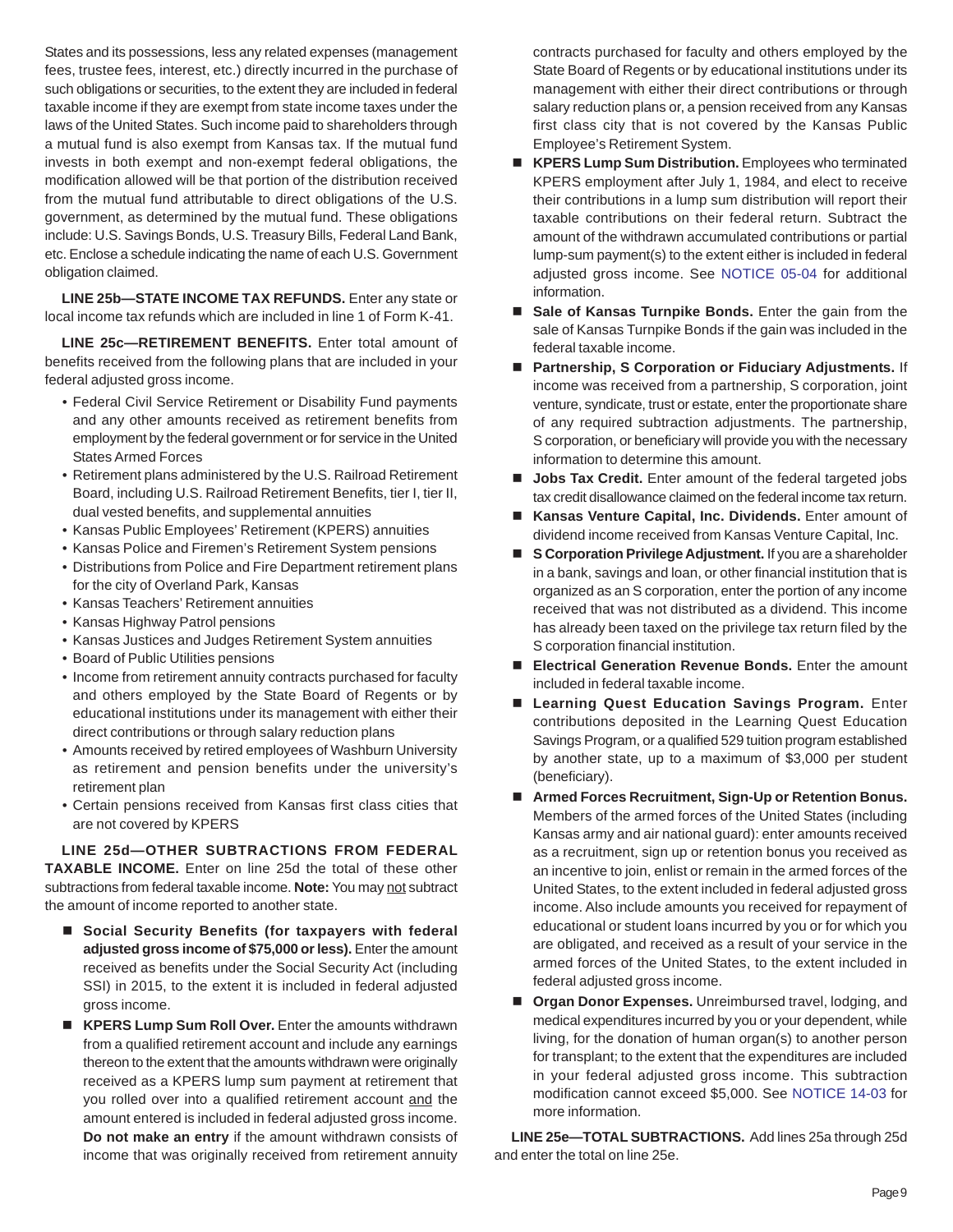States and its possessions, less any related expenses (management fees, trustee fees, interest, etc.) directly incurred in the purchase of such obligations or securities, to the extent they are included in federal taxable income if they are exempt from state income taxes under the laws of the United States. Such income paid to shareholders through a mutual fund is also exempt from Kansas tax. If the mutual fund invests in both exempt and non-exempt federal obligations, the modification allowed will be that portion of the distribution received from the mutual fund attributable to direct obligations of the U.S. government, as determined by the mutual fund. These obligations include: U.S. Savings Bonds, U.S. Treasury Bills, Federal Land Bank, etc. Enclose a schedule indicating the name of each U.S. Government obligation claimed.

**LINE 25b—STATE INCOME TAX REFUNDS.** Enter any state or local income tax refunds which are included in line 1 of Form K-41.

**LINE 25c—RETIREMENT BENEFITS.** Enter total amount of benefits received from the following plans that are included in your federal adjusted gross income.

- Federal Civil Service Retirement or Disability Fund payments and any other amounts received as retirement benefits from employment by the federal government or for service in the United States Armed Forces
- Retirement plans administered by the U.S. Railroad Retirement Board, including U.S. Railroad Retirement Benefits, tier I, tier II, dual vested benefits, and supplemental annuities
- Kansas Public Employees' Retirement (KPERS) annuities
- Kansas Police and Firemen's Retirement System pensions
- Distributions from Police and Fire Department retirement plans for the city of Overland Park, Kansas
- Kansas Teachers' Retirement annuities
- Kansas Highway Patrol pensions
- Kansas Justices and Judges Retirement System annuities
- Board of Public Utilities pensions
- Income from retirement annuity contracts purchased for faculty and others employed by the State Board of Regents or by educational institutions under its management with either their direct contributions or through salary reduction plans
- Amounts received by retired employees of Washburn University as retirement and pension benefits under the university's retirement plan
- Certain pensions received from Kansas first class cities that are not covered by KPERS

**LINE 25d—OTHER SUBTRACTIONS FROM FEDERAL TAXABLE INCOME.** Enter on line 25d the total of these other subtractions from federal taxable income. **Note:** You may not subtract the amount of income reported to another state.

- **Social Security Benefits (for taxpayers with federal adjusted gross income of $75,000 or less).** Enter the amount received as benefits under the Social Security Act (including SSI) in 2015, to the extent it is included in federal adjusted gross income.
- **KPERS Lump Sum Roll Over.** Enter the amounts withdrawn from a qualified retirement account and include any earnings thereon to the extent that the amounts withdrawn were originally received as a KPERS lump sum payment at retirement that you rolled over into a qualified retirement account and the amount entered is included in federal adjusted gross income. **Do not make an entry** if the amount withdrawn consists of income that was originally received from retirement annuity contracts purchased for faculty and others employed by the State Board of Regents or by educational institutions under its management with either their direct contributions or through salary reduction plans or, a pension received from any Kansas first class city that is not covered by the Kansas Public Employee's Retirement System.
- **KPERS Lump Sum Distribution.** Employees who terminated KPERS employment after July 1, 1984, and elect to receive their contributions in a lump sum distribution will report their taxable contributions on their federal return. Subtract the amount of the withdrawn accumulated contributions or partial lump-sum payment(s) to the extent either is included in federal adjusted gross income. See NOTICE 05-04 for additional information.
- **Sale of Kansas Turnpike Bonds.** Enter the gain from the sale of Kansas Turnpike Bonds if the gain was included in the federal taxable income.
- **Partnership, S Corporation or Fiduciary Adjustments.** If income was received from a partnership, S corporation, joint venture, syndicate, trust or estate, enter the proportionate share of any required subtraction adjustments. The partnership, S corporation, or beneficiary will provide you with the necessary information to determine this amount.
- **Jobs Tax Credit.** Enter amount of the federal targeted jobs tax credit disallowance claimed on the federal income tax return.
- **Kansas Venture Capital, Inc. Dividends.** Enter amount of dividend income received from Kansas Venture Capital, Inc.
- **S Corporation Privilege Adjustment.** If you are a shareholder in a bank, savings and loan, or other financial institution that is organized as an S corporation, enter the portion of any income received that was not distributed as a dividend. This income has already been taxed on the privilege tax return filed by the S corporation financial institution.
- **Electrical Generation Revenue Bonds.** Enter the amount included in federal taxable income.
- **Learning Quest Education Savings Program.** Enter contributions deposited in the Learning Quest Education Savings Program, or a qualified 529 tuition program established by another state, up to a maximum of $3,000 per student (beneficiary).
- **Armed Forces Recruitment, Sign-Up or Retention Bonus.** Members of the armed forces of the United States (including Kansas army and air national guard): enter amounts received as a recruitment, sign up or retention bonus you received as an incentive to join, enlist or remain in the armed forces of the United States, to the extent included in federal adjusted gross income. Also include amounts you received for repayment of educational or student loans incurred by you or for which you are obligated, and received as a result of your service in the armed forces of the United States, to the extent included in federal adjusted gross income.
- **Organ Donor Expenses.** Unreimbursed travel, lodging, and medical expenditures incurred by you or your dependent, while living, for the donation of human organ(s) to another person for transplant; to the extent that the expenditures are included in your federal adjusted gross income. This subtraction modification cannot exceed $5,000. See NOTICE 14-03 for more information.

**LINE 25e—TOTAL SUBTRACTIONS.** Add lines 25a through 25d and enter the total on line 25e.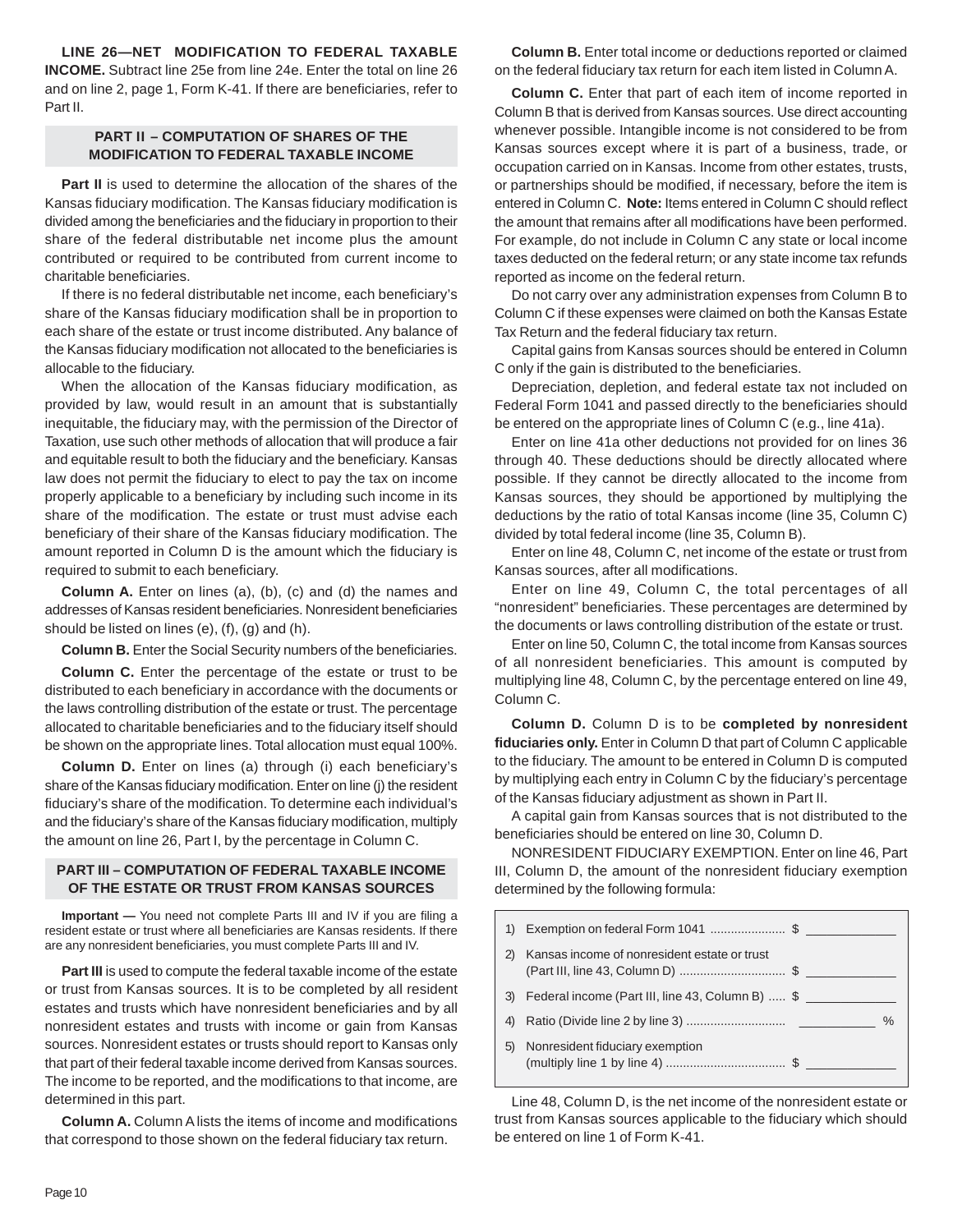**LINE 26—NET MODIFICATION TO FEDERAL TAXABLE INCOME.** Subtract line 25e from line 24e. Enter the total on line 26 and on line 2, page 1, Form K-41. If there are beneficiaries, refer to Part II.

### PART II – COMPUTATION OF SHARES OF THE MODIFICATION TO FEDERAL TAXABLE INCOME

**Part II** is used to determine the allocation of the shares of the Kansas fiduciary modification. The Kansas fiduciary modification is divided among the beneficiaries and the fiduciary in proportion to their share of the federal distributable net income plus the amount contributed or required to be contributed from current income to charitable beneficiaries.

If there is no federal distributable net income, each beneficiary's share of the Kansas fiduciary modification shall be in proportion to each share of the estate or trust income distributed. Any balance of the Kansas fiduciary modification not allocated to the beneficiaries is allocable to the fiduciary.

When the allocation of the Kansas fiduciary modification, as provided by law, would result in an amount that is substantially inequitable, the fiduciary may, with the permission of the Director of Taxation, use such other methods of allocation that will produce a fair and equitable result to both the fiduciary and the beneficiary. Kansas law does not permit the fiduciary to elect to pay the tax on income properly applicable to a beneficiary by including such income in its share of the modification. The estate or trust must advise each beneficiary of their share of the Kansas fiduciary modification. The amount reported in Column D is the amount which the fiduciary is required to submit to each beneficiary.

**Column A.** Enter on lines (a), (b), (c) and (d) the names and addresses of Kansas resident beneficiaries. Nonresident beneficiaries should be listed on lines (e), (f), (g) and (h).

**Column B.** Enter the Social Security numbers of the beneficiaries.

**Column C.** Enter the percentage of the estate or trust to be distributed to each beneficiary in accordance with the documents or the laws controlling distribution of the estate or trust. The percentage allocated to charitable beneficiaries and to the fiduciary itself should be shown on the appropriate lines. Total allocation must equal 100%.

**Column D.** Enter on lines (a) through (i) each beneficiary's share of the Kansas fiduciary modification. Enter on line (j) the resident fiduciary's share of the modification. To determine each individual's and the fiduciary's share of the Kansas fiduciary modification, multiply the amount on line 26, Part I, by the percentage in Column C.

### PART III – COMPUTATION OF FEDERAL TAXABLE INCOME OF THE ESTATE OR TRUST FROM KANSAS SOURCES

**Important —** You need not complete Parts III and IV if you are filing a resident estate or trust where all beneficiaries are Kansas residents. If there are any nonresident beneficiaries, you must complete Parts III and IV.

**Part III** is used to compute the federal taxable income of the estate or trust from Kansas sources. It is to be completed by all resident estates and trusts which have nonresident beneficiaries and by all nonresident estates and trusts with income or gain from Kansas sources. Nonresident estates or trusts should report to Kansas only that part of their federal taxable income derived from Kansas sources. The income to be reported, and the modifications to that income, are determined in this part.

**Column A.** Column A lists the items of income and modifications that correspond to those shown on the federal fiduciary tax return.

**Column B.** Enter total income or deductions reported or claimed on the federal fiduciary tax return for each item listed in Column A.

**Column C.** Enter that part of each item of income reported in Column B that is derived from Kansas sources. Use direct accounting whenever possible. Intangible income is not considered to be from Kansas sources except where it is part of a business, trade, or occupation carried on in Kansas. Income from other estates, trusts, or partnerships should be modified, if necessary, before the item is entered in Column C. **Note:** Items entered in Column C should reflect the amount that remains after all modifications have been performed. For example, do not include in Column C any state or local income taxes deducted on the federal return; or any state income tax refunds reported as income on the federal return.

Do not carry over any administration expenses from Column B to Column C if these expenses were claimed on both the Kansas Estate Tax Return and the federal fiduciary tax return.

Capital gains from Kansas sources should be entered in Column C only if the gain is distributed to the beneficiaries.

Depreciation, depletion, and federal estate tax not included on Federal Form 1041 and passed directly to the beneficiaries should be entered on the appropriate lines of Column C (e.g., line 41a).

Enter on line 41a other deductions not provided for on lines 36 through 40. These deductions should be directly allocated where possible. If they cannot be directly allocated to the income from Kansas sources, they should be apportioned by multiplying the deductions by the ratio of total Kansas income (line 35, Column C) divided by total federal income (line 35, Column B).

Enter on line 48, Column C, net income of the estate or trust from Kansas sources, after all modifications.

Enter on line 49, Column C, the total percentages of all "nonresident" beneficiaries. These percentages are determined by the documents or laws controlling distribution of the estate or trust.

Enter on line 50, Column C, the total income from Kansas sources of all nonresident beneficiaries. This amount is computed by multiplying line 48, Column C, by the percentage entered on line 49, Column C.

**Column D.** Column D is to be **completed by nonresident fiduciaries only.** Enter in Column D that part of Column C applicable to the fiduciary. The amount to be entered in Column D is computed by multiplying each entry in Column C by the fiduciary's percentage of the Kansas fiduciary adjustment as shown in Part II.

A capital gain from Kansas sources that is not distributed to the beneficiaries should be entered on line 30, Column D.

NONRESIDENT FIDUCIARY EXEMPTION. Enter on line 46, Part III, Column D, the amount of the nonresident fiduciary exemption determined by the following formula:

| | | |
|---|---|---|
| 1) | Exemption on federal Form 1041 | $ ____________ |
| 2) | Kansas income of nonresident estate or trust (Part III, line 43, Column D) | $ ____________ |
| 3) | Federal income (Part III, line 43, Column B) | $ ____________ |
| 4) | Ratio (Divide line 2 by line 3) | ____________ % |
| 5) | Nonresident fiduciary exemption (multiply line 1 by line 4) | $ ____________ |

Line 48, Column D, is the net income of the nonresident estate or trust from Kansas sources applicable to the fiduciary which should be entered on line 1 of Form K-41.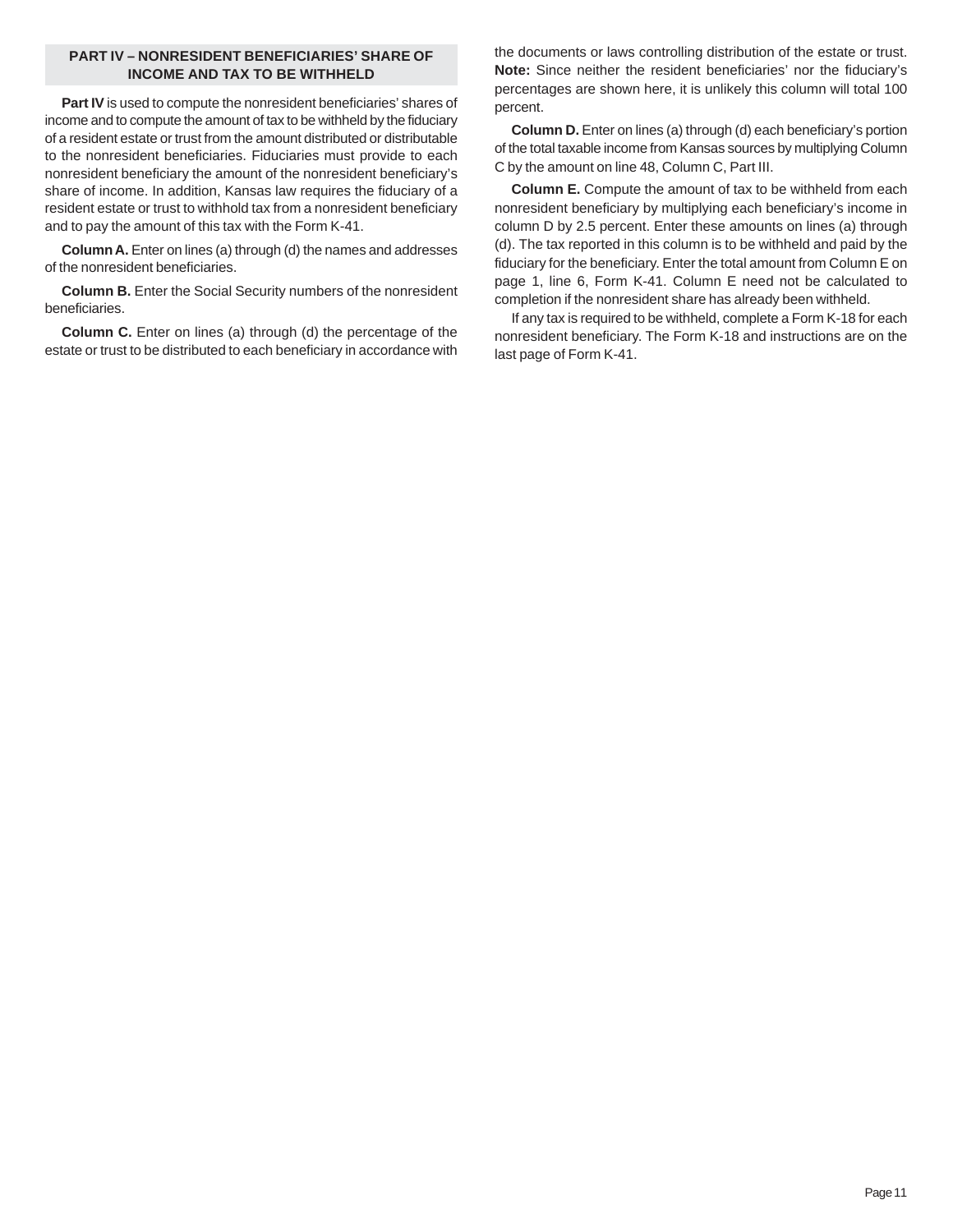## PART IV – NONRESIDENT BENEFICIARIES' SHARE OF INCOME AND TAX TO BE WITHHELD

**Part IV** is used to compute the nonresident beneficiaries' shares of income and to compute the amount of tax to be withheld by the fiduciary of a resident estate or trust from the amount distributed or distributable to the nonresident beneficiaries. Fiduciaries must provide to each nonresident beneficiary the amount of the nonresident beneficiary's share of income. In addition, Kansas law requires the fiduciary of a resident estate or trust to withhold tax from a nonresident beneficiary and to pay the amount of this tax with the Form K-41.

**Column A.** Enter on lines (a) through (d) the names and addresses of the nonresident beneficiaries.

**Column B.** Enter the Social Security numbers of the nonresident beneficiaries.

**Column C.** Enter on lines (a) through (d) the percentage of the estate or trust to be distributed to each beneficiary in accordance with the documents or laws controlling distribution of the estate or trust. **Note:** Since neither the resident beneficiaries' nor the fiduciary's percentages are shown here, it is unlikely this column will total 100 percent.

**Column D.** Enter on lines (a) through (d) each beneficiary's portion of the total taxable income from Kansas sources by multiplying Column C by the amount on line 48, Column C, Part III.

**Column E.** Compute the amount of tax to be withheld from each nonresident beneficiary by multiplying each beneficiary's income in column D by 2.5 percent. Enter these amounts on lines (a) through (d). The tax reported in this column is to be withheld and paid by the fiduciary for the beneficiary. Enter the total amount from Column E on page 1, line 6, Form K-41. Column E need not be calculated to completion if the nonresident share has already been withheld.

If any tax is required to be withheld, complete a Form K-18 for each nonresident beneficiary. The Form K-18 and instructions are on the last page of Form K-41.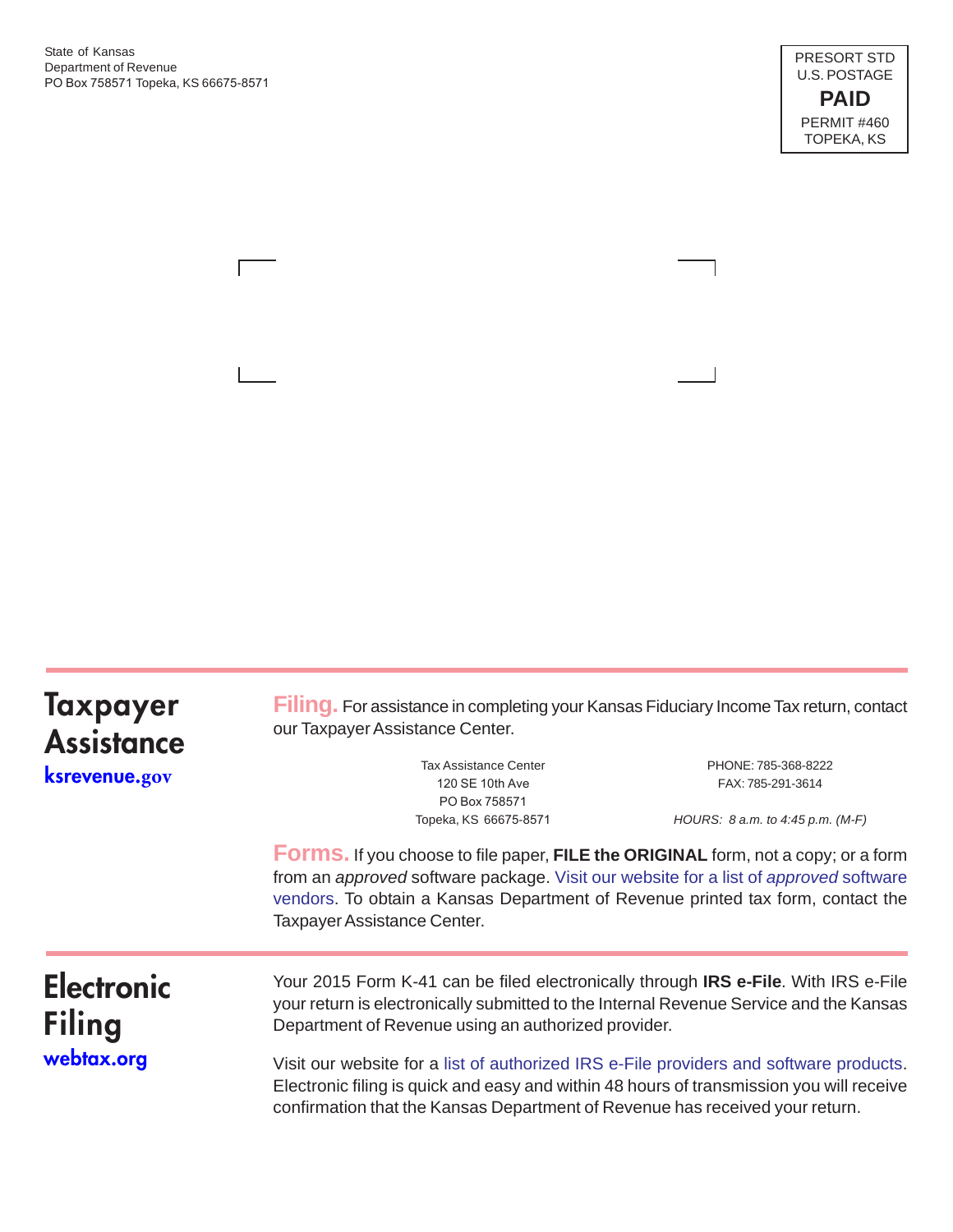State of Kansas
Department of Revenue
PO Box 758571 Topeka, KS 66675-8571

PRESORT STD
U.S. POSTAGE
**PAID**
PERMIT #460
TOPEKA, KS

## Taxpayer Assistance

**ksrevenue.gov**

**Filing.** For assistance in completing your Kansas Fiduciary Income Tax return, contact our Taxpayer Assistance Center.

Tax Assistance Center
120 SE 10th Ave
PO Box 758571
Topeka, KS 66675-8571

PHONE: 785-368-8222
FAX: 785-291-3614

*HOURS: 8 a.m. to 4:45 p.m. (M-F)*

**Forms.** If you choose to file paper, **FILE the ORIGINAL** form, not a copy; or a form from an *approved* software package. Visit our website for a list of *approved* software vendors. To obtain a Kansas Department of Revenue printed tax form, contact the Taxpayer Assistance Center.

## Electronic Filing

**webtax.org**

Your 2015 Form K-41 can be filed electronically through **IRS e-File**. With IRS e-File your return is electronically submitted to the Internal Revenue Service and the Kansas Department of Revenue using an authorized provider.

Visit our website for a list of authorized IRS e-File providers and software products. Electronic filing is quick and easy and within 48 hours of transmission you will receive confirmation that the Kansas Department of Revenue has received your return.